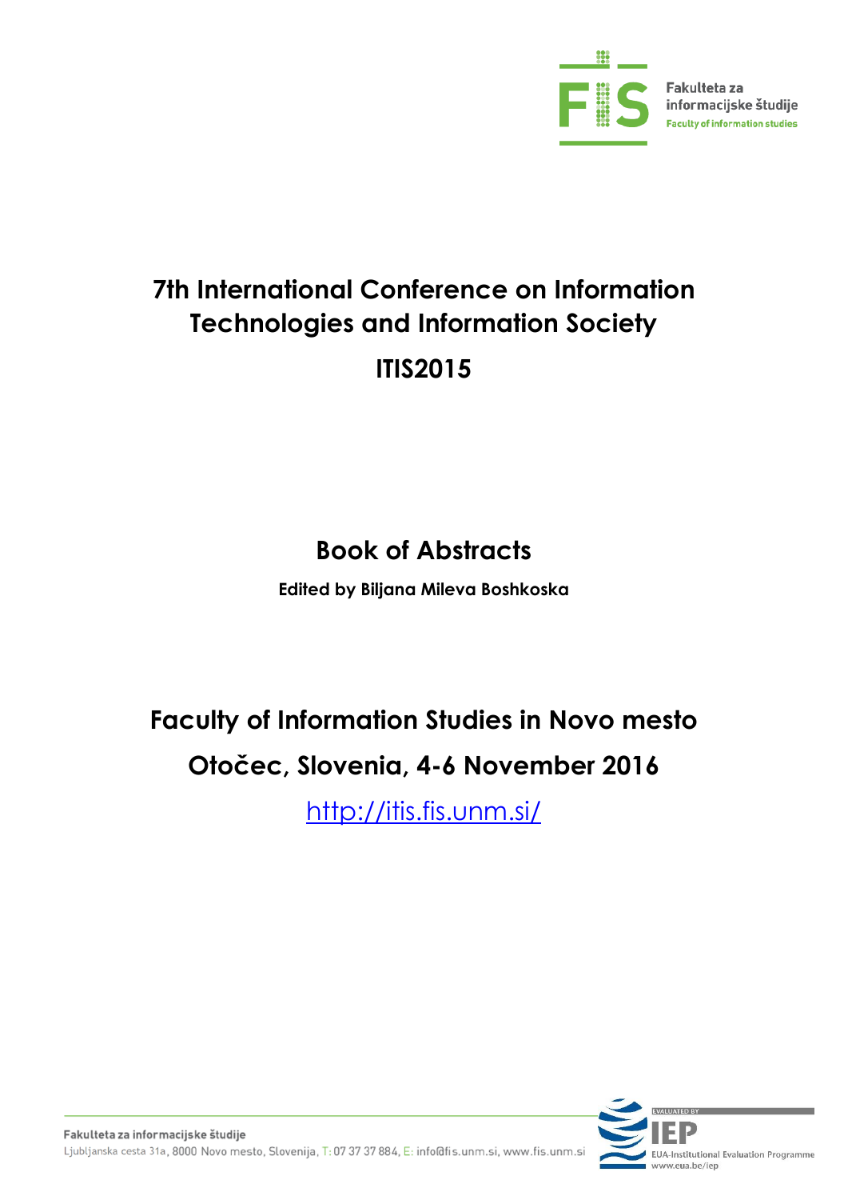Fakulteta za informacijske študije
Faculty of information studies

# 7th International Conference on Information Technologies and Information Society

# ITIS2015

## Book of Abstracts

**Edited by Biljana Mileva Boshkoska**

## Faculty of Information Studies in Novo mesto

## Otočec, Slovenia, 4-6 November 2016

[http://itis.fis.unm.si/](http://itis.fis.unm.si/)

Fakulteta za informacijske študije
Ljubljanska cesta 31a, 8000 Novo mesto, Slovenija, T: 07 37 37 884, E: info@fis.unm.si, www.fis.unm.si

EVALUATED BY IEP
EUA-Institutional Evaluation Programme
www.eua.be/iep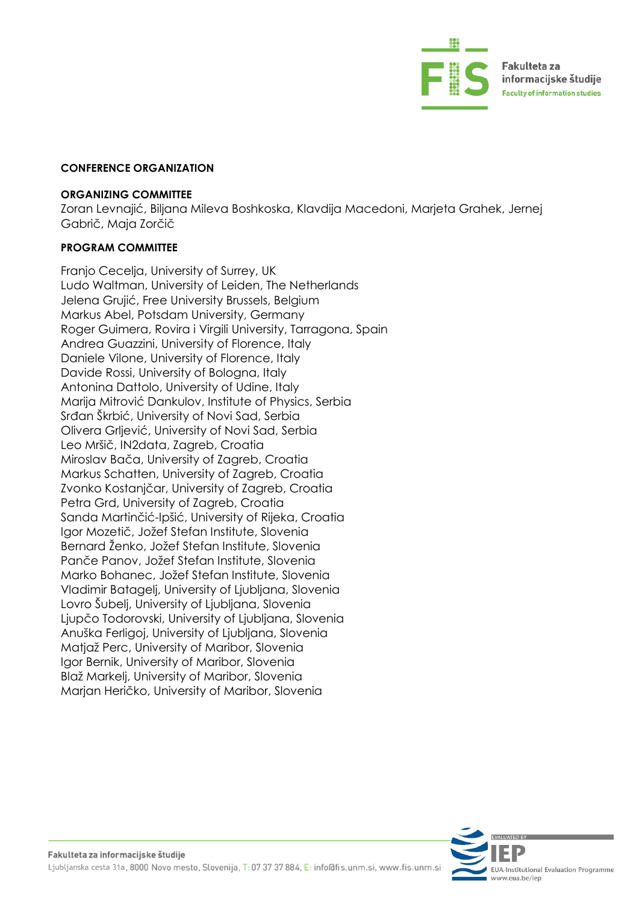**CONFERENCE ORGANIZATION**

**ORGANIZING COMMITTEE**

Zoran Levnajić, Biljana Mileva Boshkoska, Klavdija Macedoni, Marjeta Grahek, Jernej Gabrič, Maja Zorčič

**PROGRAM COMMITTEE**

Franjo Cecelja, University of Surrey, UK
Ludo Waltman, University of Leiden, The Netherlands
Jelena Grujić, Free University Brussels, Belgium
Markus Abel, Potsdam University, Germany
Roger Guimera, Rovira i Virgili University, Tarragona, Spain
Andrea Guazzini, University of Florence, Italy
Daniele Vilone, University of Florence, Italy
Davide Rossi, University of Bologna, Italy
Antonina Dattolo, University of Udine, Italy
Marija Mitrović Dankulov, Institute of Physics, Serbia
Srđan Škrbić, University of Novi Sad, Serbia
Olivera Grljević, University of Novi Sad, Serbia
Leo Mršič, IN2data, Zagreb, Croatia
Miroslav Bača, University of Zagreb, Croatia
Markus Schatten, University of Zagreb, Croatia
Zvonko Kostanjčar, University of Zagreb, Croatia
Petra Grd, University of Zagreb, Croatia
Sanda Martinčić-Ipšić, University of Rijeka, Croatia
Igor Mozetič, Jožef Stefan Institute, Slovenia
Bernard Ženko, Jožef Stefan Institute, Slovenia
Panče Panov, Jožef Stefan Institute, Slovenia
Marko Bohanec, Jožef Stefan Institute, Slovenia
Vladimir Batagelj, University of Ljubljana, Slovenia
Lovro Šubelj, University of Ljubljana, Slovenia
Ljupčo Todorovski, University of Ljubljana, Slovenia
Anuška Ferligoj, University of Ljubljana, Slovenia
Matjaž Perc, University of Maribor, Slovenia
Igor Bernik, University of Maribor, Slovenia
Blaž Markelj, University of Maribor, Slovenia
Marjan Heričko, University of Maribor, Slovenia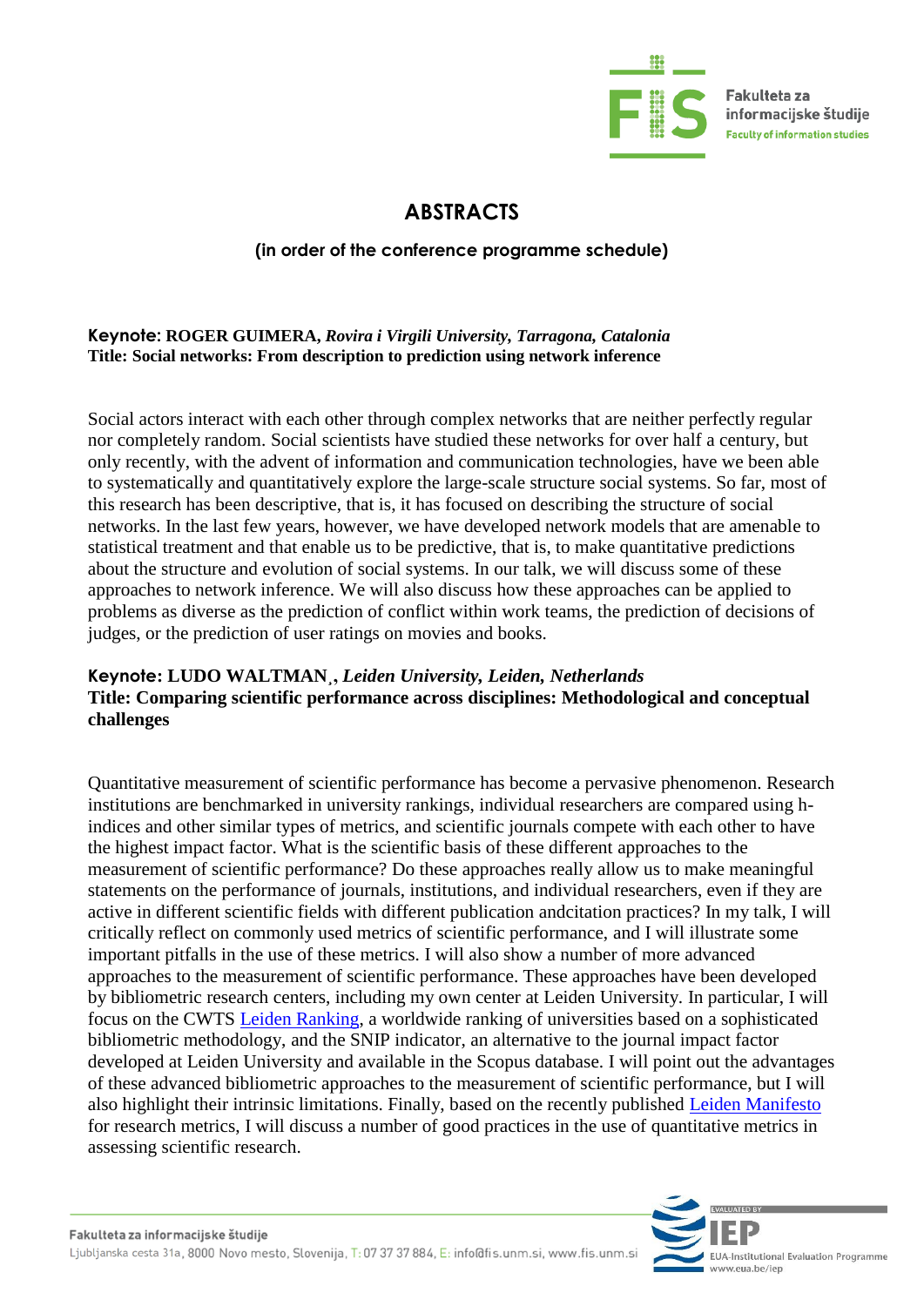# ABSTRACTS

**(in order of the conference programme schedule)**

**Keynote: ROGER GUIMERA, *Rovira i Virgili University, Tarragona, Catalonia***
**Title: Social networks: From description to prediction using network inference**

Social actors interact with each other through complex networks that are neither perfectly regular nor completely random. Social scientists have studied these networks for over half a century, but only recently, with the advent of information and communication technologies, have we been able to systematically and quantitatively explore the large-scale structure social systems. So far, most of this research has been descriptive, that is, it has focused on describing the structure of social networks. In the last few years, however, we have developed network models that are amenable to statistical treatment and that enable us to be predictive, that is, to make quantitative predictions about the structure and evolution of social systems. In our talk, we will discuss some of these approaches to network inference. We will also discuss how these approaches can be applied to problems as diverse as the prediction of conflict within work teams, the prediction of decisions of judges, or the prediction of user ratings on movies and books.

**Keynote: LUDO WALTMAN¸, *Leiden University, Leiden, Netherlands***
**Title: Comparing scientific performance across disciplines: Methodological and conceptual challenges**

Quantitative measurement of scientific performance has become a pervasive phenomenon. Research institutions are benchmarked in university rankings, individual researchers are compared using h-indices and other similar types of metrics, and scientific journals compete with each other to have the highest impact factor. What is the scientific basis of these different approaches to the measurement of scientific performance? Do these approaches really allow us to make meaningful statements on the performance of journals, institutions, and individual researchers, even if they are active in different scientific fields with different publication andcitation practices? In my talk, I will critically reflect on commonly used metrics of scientific performance, and I will illustrate some important pitfalls in the use of these metrics. I will also show a number of more advanced approaches to the measurement of scientific performance. These approaches have been developed by bibliometric research centers, including my own center at Leiden University. In particular, I will focus on the CWTS Leiden Ranking, a worldwide ranking of universities based on a sophisticated bibliometric methodology, and the SNIP indicator, an alternative to the journal impact factor developed at Leiden University and available in the Scopus database. I will point out the advantages of these advanced bibliometric approaches to the measurement of scientific performance, but I will also highlight their intrinsic limitations. Finally, based on the recently published Leiden Manifesto for research metrics, I will discuss a number of good practices in the use of quantitative metrics in assessing scientific research.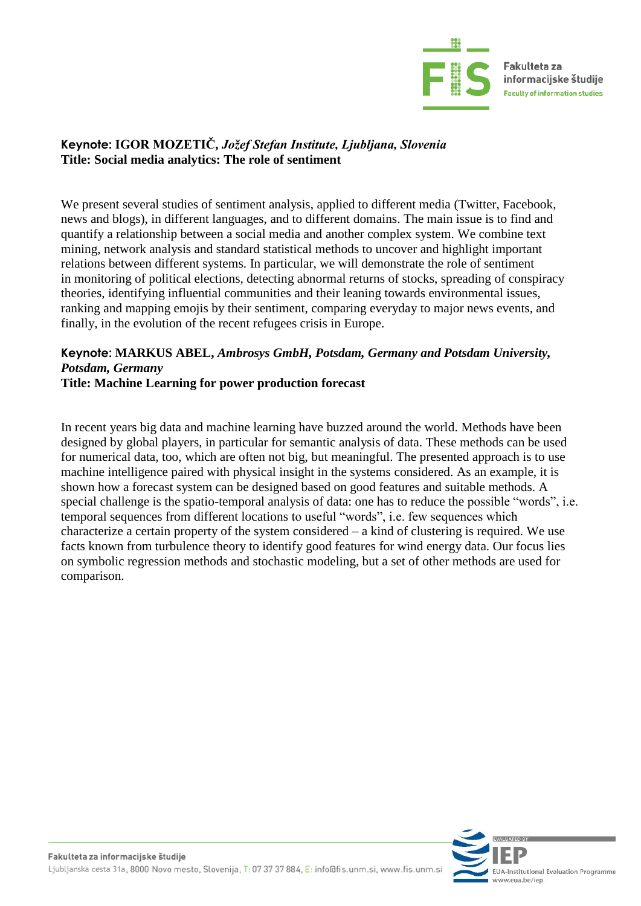**Keynote: IGOR MOZETIČ,** ***Jožef Stefan Institute, Ljubljana, Slovenia***
**Title: Social media analytics: The role of sentiment**

We present several studies of sentiment analysis, applied to different media (Twitter, Facebook, news and blogs), in different languages, and to different domains. The main issue is to find and quantify a relationship between a social media and another complex system. We combine text mining, network analysis and standard statistical methods to uncover and highlight important relations between different systems. In particular, we will demonstrate the role of sentiment in monitoring of political elections, detecting abnormal returns of stocks, spreading of conspiracy theories, identifying influential communities and their leaning towards environmental issues, ranking and mapping emojis by their sentiment, comparing everyday to major news events, and finally, in the evolution of the recent refugees crisis in Europe.

**Keynote: MARKUS ABEL,** ***Ambrosys GmbH, Potsdam, Germany and Potsdam University, Potsdam, Germany***
**Title: Machine Learning for power production forecast**

In recent years big data and machine learning have buzzed around the world. Methods have been designed by global players, in particular for semantic analysis of data. These methods can be used for numerical data, too, which are often not big, but meaningful. The presented approach is to use machine intelligence paired with physical insight in the systems considered. As an example, it is shown how a forecast system can be designed based on good features and suitable methods. A special challenge is the spatio-temporal analysis of data: one has to reduce the possible "words", i.e. temporal sequences from different locations to useful "words", i.e. few sequences which characterize a certain property of the system considered – a kind of clustering is required. We use facts known from turbulence theory to identify good features for wind energy data. Our focus lies on symbolic regression methods and stochastic modeling, but a set of other methods are used for comparison.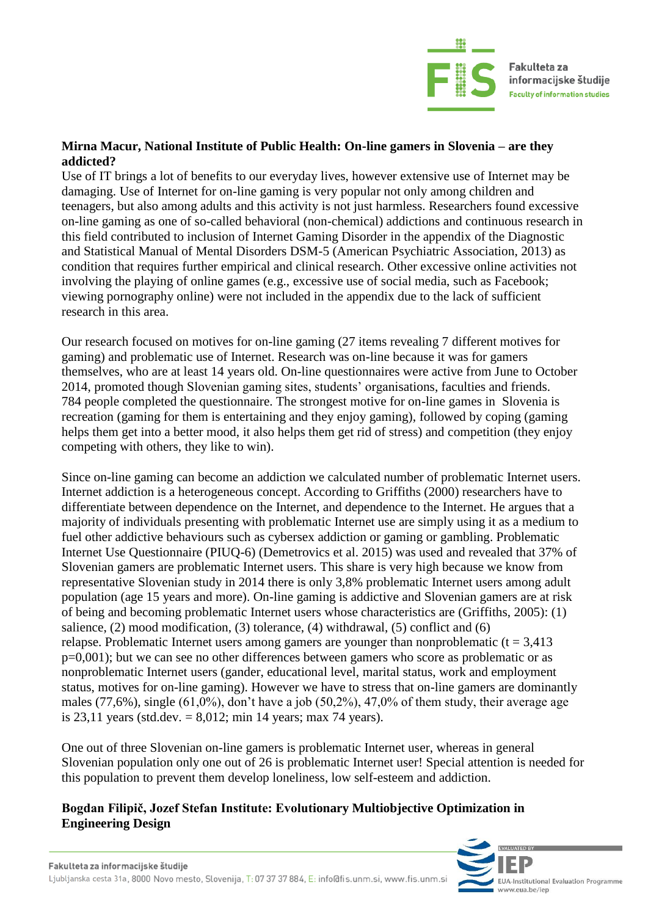**Mirna Macur, National Institute of Public Health: On-line gamers in Slovenia – are they addicted?**

Use of IT brings a lot of benefits to our everyday lives, however extensive use of Internet may be damaging. Use of Internet for on-line gaming is very popular not only among children and teenagers, but also among adults and this activity is not just harmless. Researchers found excessive on-line gaming as one of so-called behavioral (non-chemical) addictions and continuous research in this field contributed to inclusion of Internet Gaming Disorder in the appendix of the Diagnostic and Statistical Manual of Mental Disorders DSM-5 (American Psychiatric Association, 2013) as condition that requires further empirical and clinical research. Other excessive online activities not involving the playing of online games (e.g., excessive use of social media, such as Facebook; viewing pornography online) were not included in the appendix due to the lack of sufficient research in this area.

Our research focused on motives for on-line gaming (27 items revealing 7 different motives for gaming) and problematic use of Internet. Research was on-line because it was for gamers themselves, who are at least 14 years old. On-line questionnaires were active from June to October 2014, promoted though Slovenian gaming sites, students' organisations, faculties and friends. 784 people completed the questionnaire. The strongest motive for on-line games in Slovenia is recreation (gaming for them is entertaining and they enjoy gaming), followed by coping (gaming helps them get into a better mood, it also helps them get rid of stress) and competition (they enjoy competing with others, they like to win).

Since on-line gaming can become an addiction we calculated number of problematic Internet users. Internet addiction is a heterogeneous concept. According to Griffiths (2000) researchers have to differentiate between dependence on the Internet, and dependence to the Internet. He argues that a majority of individuals presenting with problematic Internet use are simply using it as a medium to fuel other addictive behaviours such as cybersex addiction or gaming or gambling. Problematic Internet Use Questionnaire (PIUQ-6) (Demetrovics et al. 2015) was used and revealed that 37% of Slovenian gamers are problematic Internet users. This share is very high because we know from representative Slovenian study in 2014 there is only 3,8% problematic Internet users among adult population (age 15 years and more). On-line gaming is addictive and Slovenian gamers are at risk of being and becoming problematic Internet users whose characteristics are (Griffiths, 2005): (1) salience, (2) mood modification, (3) tolerance, (4) withdrawal, (5) conflict and (6) relapse. Problematic Internet users among gamers are younger than nonproblematic ($t = 3{,}413$ $p=0{,}001$); but we can see no other differences between gamers who score as problematic or as nonproblematic Internet users (gander, educational level, marital status, work and employment status, motives for on-line gaming). However we have to stress that on-line gamers are dominantly males (77,6%), single (61,0%), don't have a job (50,2%), 47,0% of them study, their average age is 23,11 years (std.dev. = 8,012; min 14 years; max 74 years).

One out of three Slovenian on-line gamers is problematic Internet user, whereas in general Slovenian population only one out of 26 is problematic Internet user! Special attention is needed for this population to prevent them develop loneliness, low self-esteem and addiction.

**Bogdan Filipič, Jozef Stefan Institute: Evolutionary Multiobjective Optimization in Engineering Design**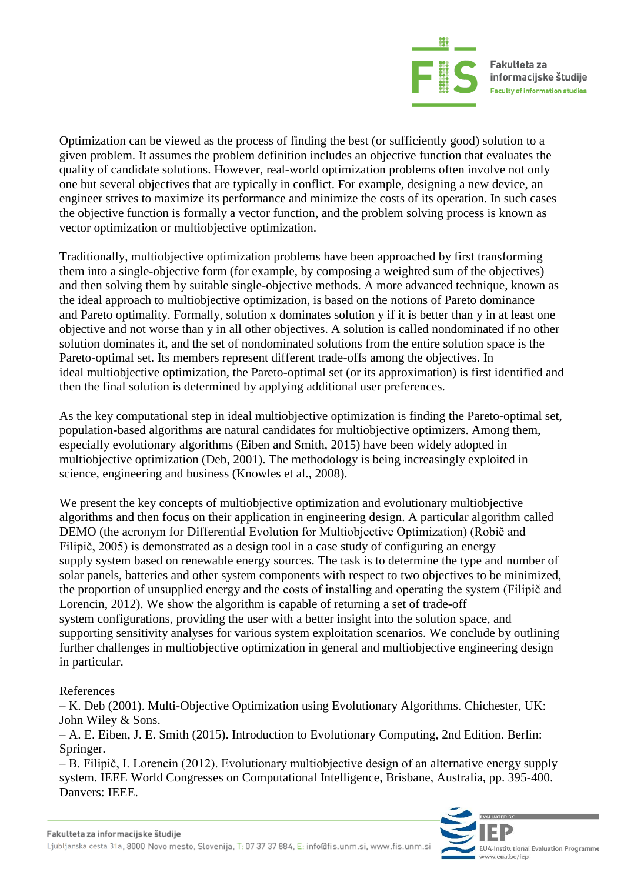Optimization can be viewed as the process of finding the best (or sufficiently good) solution to a given problem. It assumes the problem definition includes an objective function that evaluates the quality of candidate solutions. However, real-world optimization problems often involve not only one but several objectives that are typically in conflict. For example, designing a new device, an engineer strives to maximize its performance and minimize the costs of its operation. In such cases the objective function is formally a vector function, and the problem solving process is known as vector optimization or multiobjective optimization.

Traditionally, multiobjective optimization problems have been approached by first transforming them into a single-objective form (for example, by composing a weighted sum of the objectives) and then solving them by suitable single-objective methods. A more advanced technique, known as the ideal approach to multiobjective optimization, is based on the notions of Pareto dominance and Pareto optimality. Formally, solution x dominates solution y if it is better than y in at least one objective and not worse than y in all other objectives. A solution is called nondominated if no other solution dominates it, and the set of nondominated solutions from the entire solution space is the Pareto-optimal set. Its members represent different trade-offs among the objectives. In ideal multiobjective optimization, the Pareto-optimal set (or its approximation) is first identified and then the final solution is determined by applying additional user preferences.

As the key computational step in ideal multiobjective optimization is finding the Pareto-optimal set, population-based algorithms are natural candidates for multiobjective optimizers. Among them, especially evolutionary algorithms (Eiben and Smith, 2015) have been widely adopted in multiobjective optimization (Deb, 2001). The methodology is being increasingly exploited in science, engineering and business (Knowles et al., 2008).

We present the key concepts of multiobjective optimization and evolutionary multiobjective algorithms and then focus on their application in engineering design. A particular algorithm called DEMO (the acronym for Differential Evolution for Multiobjective Optimization) (Robič and Filipič, 2005) is demonstrated as a design tool in a case study of configuring an energy supply system based on renewable energy sources. The task is to determine the type and number of solar panels, batteries and other system components with respect to two objectives to be minimized, the proportion of unsupplied energy and the costs of installing and operating the system (Filipič and Lorencin, 2012). We show the algorithm is capable of returning a set of trade-off system configurations, providing the user with a better insight into the solution space, and supporting sensitivity analyses for various system exploitation scenarios. We conclude by outlining further challenges in multiobjective optimization in general and multiobjective engineering design in particular.

References

– K. Deb (2001). Multi-Objective Optimization using Evolutionary Algorithms. Chichester, UK: John Wiley & Sons.

– A. E. Eiben, J. E. Smith (2015). Introduction to Evolutionary Computing, 2nd Edition. Berlin: Springer.

– B. Filipič, I. Lorencin (2012). Evolutionary multiobjective design of an alternative energy supply system. IEEE World Congresses on Computational Intelligence, Brisbane, Australia, pp. 395-400. Danvers: IEEE.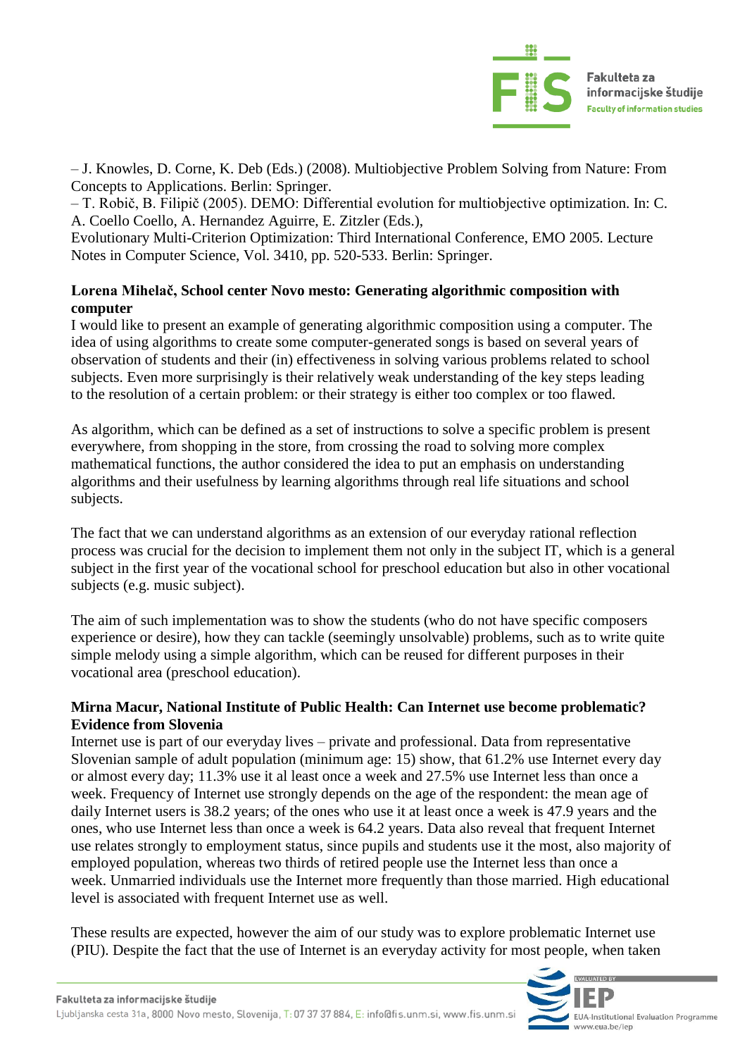– J. Knowles, D. Corne, K. Deb (Eds.) (2008). Multiobjective Problem Solving from Nature: From Concepts to Applications. Berlin: Springer.
– T. Robič, B. Filipič (2005). DEMO: Differential evolution for multiobjective optimization. In: C. A. Coello Coello, A. Hernandez Aguirre, E. Zitzler (Eds.),
Evolutionary Multi-Criterion Optimization: Third International Conference, EMO 2005. Lecture Notes in Computer Science, Vol. 3410, pp. 520-533. Berlin: Springer.

**Lorena Mihelač, School center Novo mesto: Generating algorithmic composition with computer**
I would like to present an example of generating algorithmic composition using a computer. The idea of using algorithms to create some computer-generated songs is based on several years of observation of students and their (in) effectiveness in solving various problems related to school subjects. Even more surprisingly is their relatively weak understanding of the key steps leading to the resolution of a certain problem: or their strategy is either too complex or too flawed.

As algorithm, which can be defined as a set of instructions to solve a specific problem is present everywhere, from shopping in the store, from crossing the road to solving more complex mathematical functions, the author considered the idea to put an emphasis on understanding algorithms and their usefulness by learning algorithms through real life situations and school subjects.

The fact that we can understand algorithms as an extension of our everyday rational reflection process was crucial for the decision to implement them not only in the subject IT, which is a general subject in the first year of the vocational school for preschool education but also in other vocational subjects (e.g. music subject).

The aim of such implementation was to show the students (who do not have specific composers experience or desire), how they can tackle (seemingly unsolvable) problems, such as to write quite simple melody using a simple algorithm, which can be reused for different purposes in their vocational area (preschool education).

**Mirna Macur, National Institute of Public Health: Can Internet use become problematic? Evidence from Slovenia**
Internet use is part of our everyday lives – private and professional. Data from representative Slovenian sample of adult population (minimum age: 15) show, that 61.2% use Internet every day or almost every day; 11.3% use it al least once a week and 27.5% use Internet less than once a week. Frequency of Internet use strongly depends on the age of the respondent: the mean age of daily Internet users is 38.2 years; of the ones who use it at least once a week is 47.9 years and the ones, who use Internet less than once a week is 64.2 years. Data also reveal that frequent Internet use relates strongly to employment status, since pupils and students use it the most, also majority of employed population, whereas two thirds of retired people use the Internet less than once a week. Unmarried individuals use the Internet more frequently than those married. High educational level is associated with frequent Internet use as well.

These results are expected, however the aim of our study was to explore problematic Internet use (PIU). Despite the fact that the use of Internet is an everyday activity for most people, when taken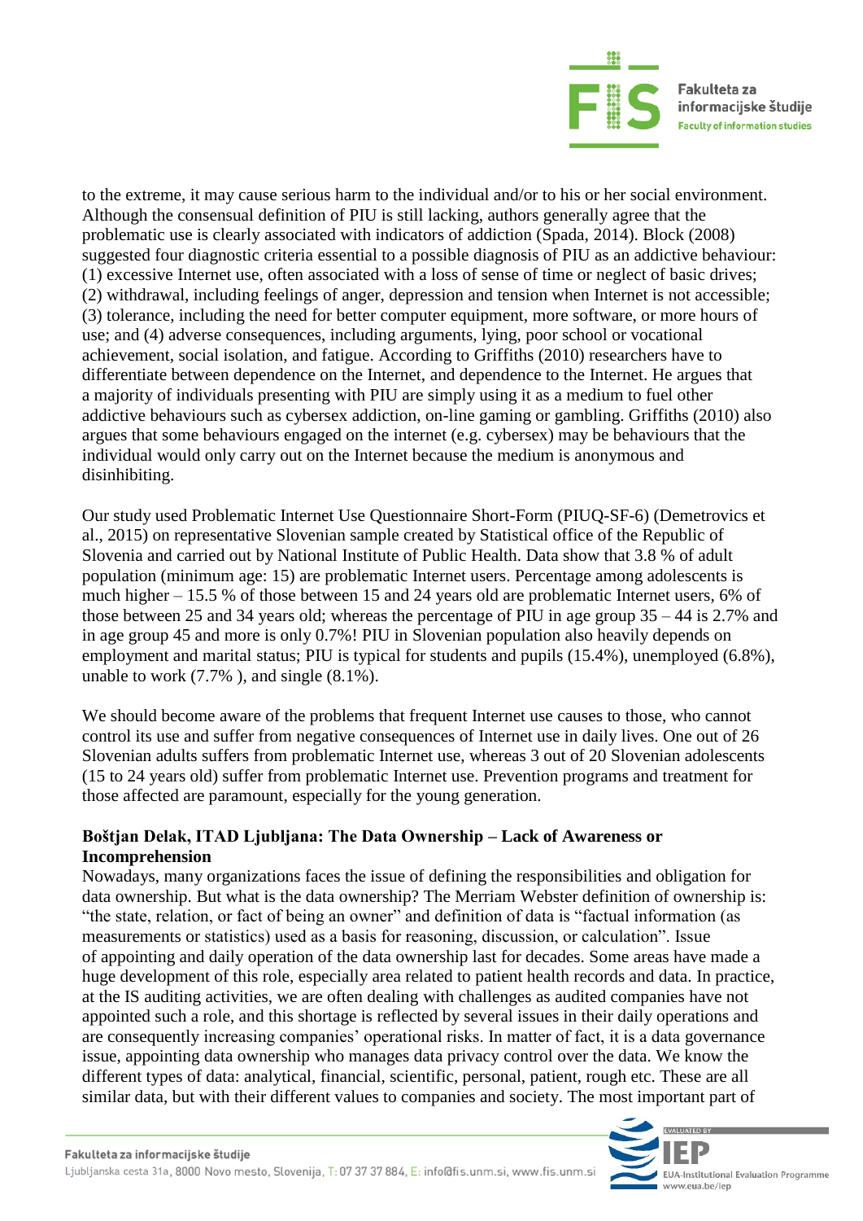to the extreme, it may cause serious harm to the individual and/or to his or her social environment. Although the consensual definition of PIU is still lacking, authors generally agree that the problematic use is clearly associated with indicators of addiction (Spada, 2014). Block (2008) suggested four diagnostic criteria essential to a possible diagnosis of PIU as an addictive behaviour: (1) excessive Internet use, often associated with a loss of sense of time or neglect of basic drives; (2) withdrawal, including feelings of anger, depression and tension when Internet is not accessible; (3) tolerance, including the need for better computer equipment, more software, or more hours of use; and (4) adverse consequences, including arguments, lying, poor school or vocational achievement, social isolation, and fatigue. According to Griffiths (2010) researchers have to differentiate between dependence on the Internet, and dependence to the Internet. He argues that a majority of individuals presenting with PIU are simply using it as a medium to fuel other addictive behaviours such as cybersex addiction, on-line gaming or gambling. Griffiths (2010) also argues that some behaviours engaged on the internet (e.g. cybersex) may be behaviours that the individual would only carry out on the Internet because the medium is anonymous and disinhibiting.

Our study used Problematic Internet Use Questionnaire Short-Form (PIUQ-SF-6) (Demetrovics et al., 2015) on representative Slovenian sample created by Statistical office of the Republic of Slovenia and carried out by National Institute of Public Health. Data show that 3.8 % of adult population (minimum age: 15) are problematic Internet users. Percentage among adolescents is much higher – 15.5 % of those between 15 and 24 years old are problematic Internet users, 6% of those between 25 and 34 years old; whereas the percentage of PIU in age group 35 – 44 is 2.7% and in age group 45 and more is only 0.7%! PIU in Slovenian population also heavily depends on employment and marital status; PIU is typical for students and pupils (15.4%), unemployed (6.8%), unable to work (7.7% ), and single (8.1%).

We should become aware of the problems that frequent Internet use causes to those, who cannot control its use and suffer from negative consequences of Internet use in daily lives. One out of 26 Slovenian adults suffers from problematic Internet use, whereas 3 out of 20 Slovenian adolescents (15 to 24 years old) suffer from problematic Internet use. Prevention programs and treatment for those affected are paramount, especially for the young generation.

### Boštjan Delak, ITAD Ljubljana: The Data Ownership – Lack of Awareness or Incomprehension

Nowadays, many organizations faces the issue of defining the responsibilities and obligation for data ownership. But what is the data ownership? The Merriam Webster definition of ownership is: "the state, relation, or fact of being an owner" and definition of data is "factual information (as measurements or statistics) used as a basis for reasoning, discussion, or calculation". Issue of appointing and daily operation of the data ownership last for decades. Some areas have made a huge development of this role, especially area related to patient health records and data. In practice, at the IS auditing activities, we are often dealing with challenges as audited companies have not appointed such a role, and this shortage is reflected by several issues in their daily operations and are consequently increasing companies' operational risks. In matter of fact, it is a data governance issue, appointing data ownership who manages data privacy control over the data. We know the different types of data: analytical, financial, scientific, personal, patient, rough etc. These are all similar data, but with their different values to companies and society. The most important part of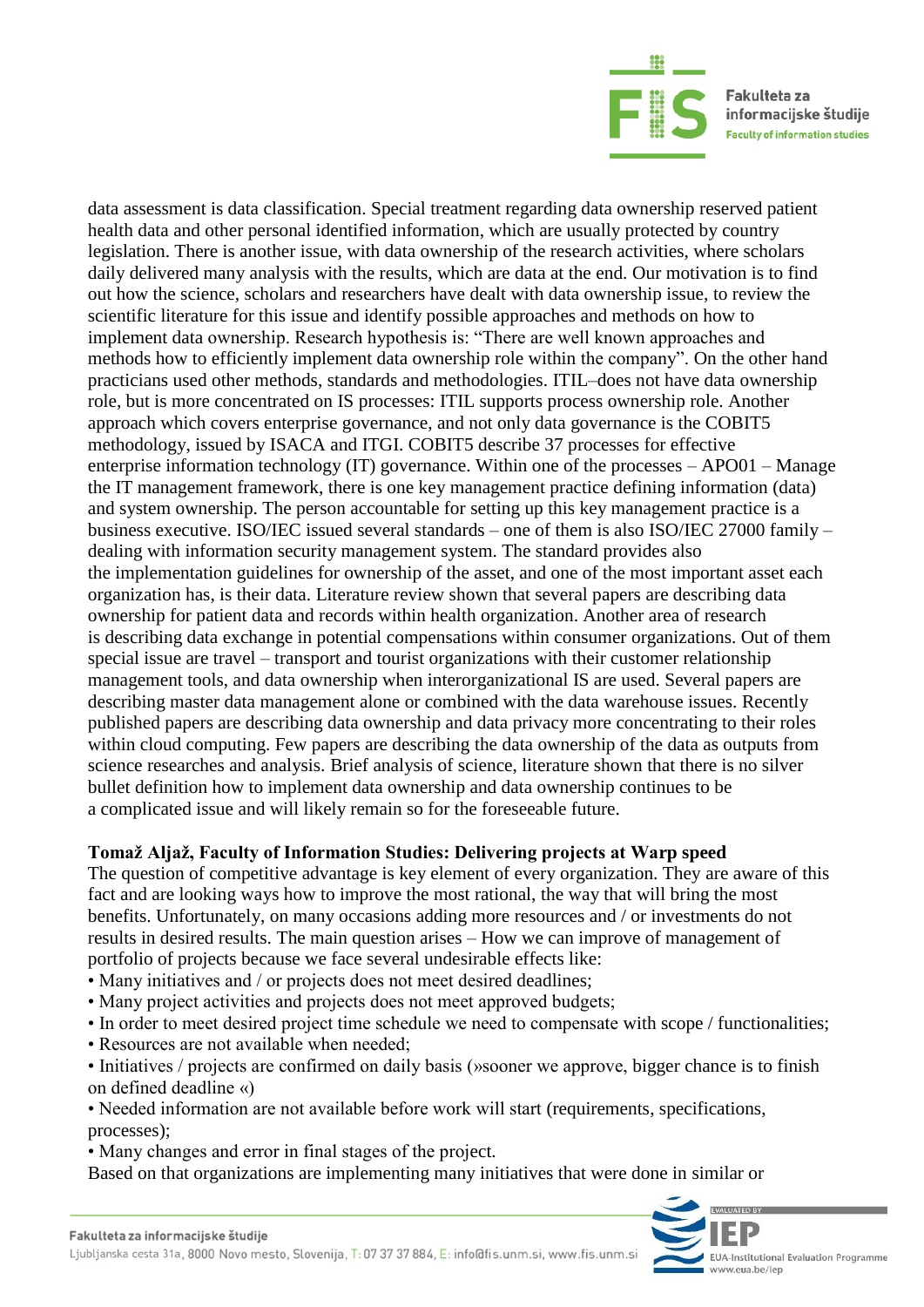data assessment is data classification. Special treatment regarding data ownership reserved patient health data and other personal identified information, which are usually protected by country legislation. There is another issue, with data ownership of the research activities, where scholars daily delivered many analysis with the results, which are data at the end. Our motivation is to find out how the science, scholars and researchers have dealt with data ownership issue, to review the scientific literature for this issue and identify possible approaches and methods on how to implement data ownership. Research hypothesis is: "There are well known approaches and methods how to efficiently implement data ownership role within the company". On the other hand practicians used other methods, standards and methodologies. ITIL–does not have data ownership role, but is more concentrated on IS processes: ITIL supports process ownership role. Another approach which covers enterprise governance, and not only data governance is the COBIT5 methodology, issued by ISACA and ITGI. COBIT5 describe 37 processes for effective enterprise information technology (IT) governance. Within one of the processes – APO01 – Manage the IT management framework, there is one key management practice defining information (data) and system ownership. The person accountable for setting up this key management practice is a business executive. ISO/IEC issued several standards – one of them is also ISO/IEC 27000 family – dealing with information security management system. The standard provides also the implementation guidelines for ownership of the asset, and one of the most important asset each organization has, is their data. Literature review shown that several papers are describing data ownership for patient data and records within health organization. Another area of research is describing data exchange in potential compensations within consumer organizations. Out of them special issue are travel – transport and tourist organizations with their customer relationship management tools, and data ownership when interorganizational IS are used. Several papers are describing master data management alone or combined with the data warehouse issues. Recently published papers are describing data ownership and data privacy more concentrating to their roles within cloud computing. Few papers are describing the data ownership of the data as outputs from science researches and analysis. Brief analysis of science, literature shown that there is no silver bullet definition how to implement data ownership and data ownership continues to be a complicated issue and will likely remain so for the foreseeable future.

**Tomaž Aljaž, Faculty of Information Studies: Delivering projects at Warp speed**

The question of competitive advantage is key element of every organization. They are aware of this fact and are looking ways how to improve the most rational, the way that will bring the most benefits. Unfortunately, on many occasions adding more resources and / or investments do not results in desired results. The main question arises – How we can improve of management of portfolio of projects because we face several undesirable effects like:

- Many initiatives and / or projects does not meet desired deadlines;
- Many project activities and projects does not meet approved budgets;
- In order to meet desired project time schedule we need to compensate with scope / functionalities;
- Resources are not available when needed;
- Initiatives / projects are confirmed on daily basis (»sooner we approve, bigger chance is to finish on defined deadline «)
- Needed information are not available before work will start (requirements, specifications, processes);
- Many changes and error in final stages of the project.

Based on that organizations are implementing many initiatives that were done in similar or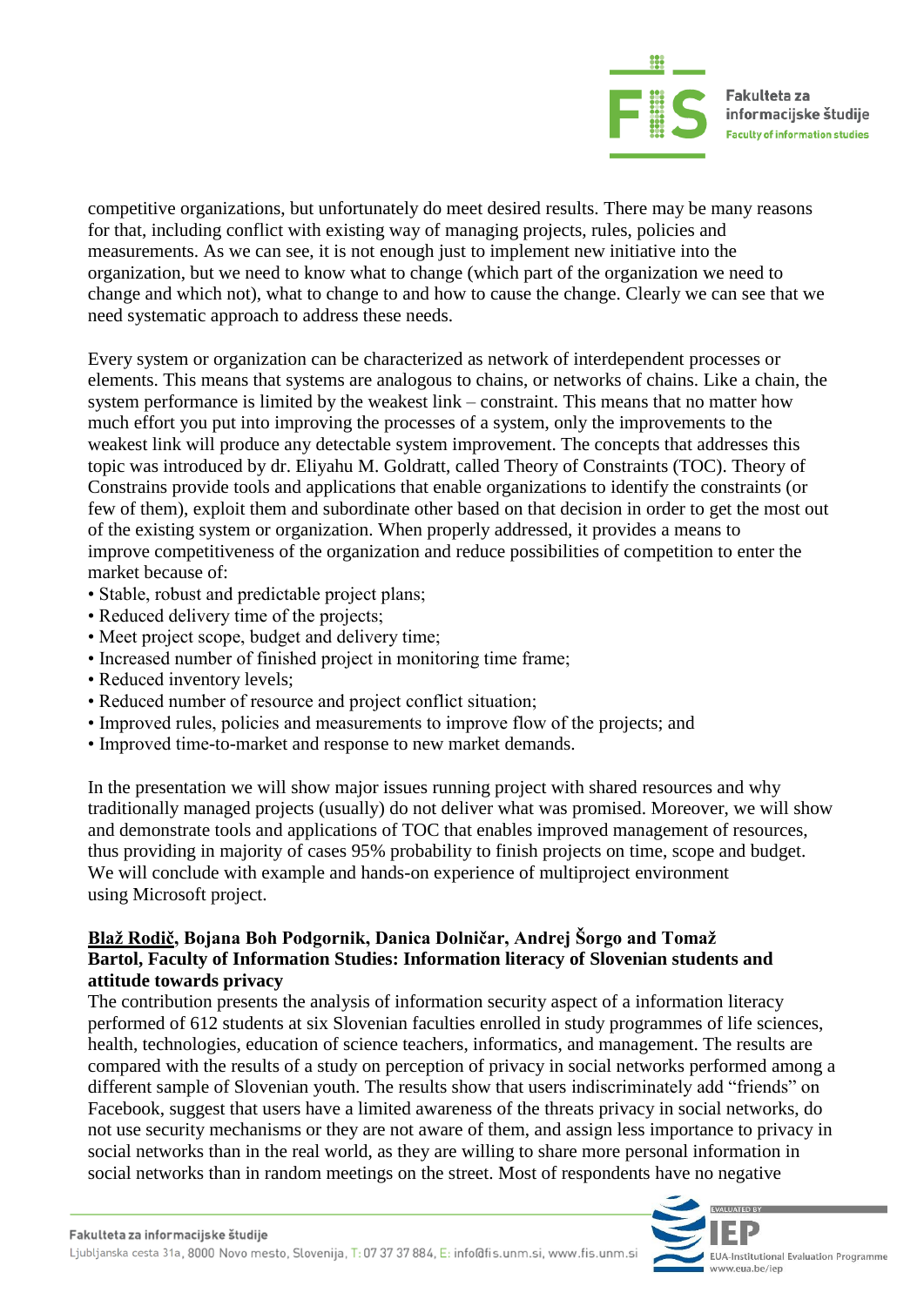competitive organizations, but unfortunately do meet desired results. There may be many reasons for that, including conflict with existing way of managing projects, rules, policies and measurements. As we can see, it is not enough just to implement new initiative into the organization, but we need to know what to change (which part of the organization we need to change and which not), what to change to and how to cause the change. Clearly we can see that we need systematic approach to address these needs.

Every system or organization can be characterized as network of interdependent processes or elements. This means that systems are analogous to chains, or networks of chains. Like a chain, the system performance is limited by the weakest link – constraint. This means that no matter how much effort you put into improving the processes of a system, only the improvements to the weakest link will produce any detectable system improvement. The concepts that addresses this topic was introduced by dr. Eliyahu M. Goldratt, called Theory of Constraints (TOC). Theory of Constrains provide tools and applications that enable organizations to identify the constraints (or few of them), exploit them and subordinate other based on that decision in order to get the most out of the existing system or organization. When properly addressed, it provides a means to improve competitiveness of the organization and reduce possibilities of competition to enter the market because of:

- Stable, robust and predictable project plans;
- Reduced delivery time of the projects;
- Meet project scope, budget and delivery time;
- Increased number of finished project in monitoring time frame;
- Reduced inventory levels;
- Reduced number of resource and project conflict situation;
- Improved rules, policies and measurements to improve flow of the projects; and
- Improved time-to-market and response to new market demands.

In the presentation we will show major issues running project with shared resources and why traditionally managed projects (usually) do not deliver what was promised. Moreover, we will show and demonstrate tools and applications of TOC that enables improved management of resources, thus providing in majority of cases 95% probability to finish projects on time, scope and budget. We will conclude with example and hands-on experience of multiproject environment using Microsoft project.

**<u>Blaž Rodič</u>, Bojana Boh Podgornik, Danica Dolničar, Andrej Šorgo and Tomaž Bartol, Faculty of Information Studies: Information literacy of Slovenian students and attitude towards privacy**

The contribution presents the analysis of information security aspect of a information literacy performed of 612 students at six Slovenian faculties enrolled in study programmes of life sciences, health, technologies, education of science teachers, informatics, and management. The results are compared with the results of a study on perception of privacy in social networks performed among a different sample of Slovenian youth. The results show that users indiscriminately add "friends" on Facebook, suggest that users have a limited awareness of the threats privacy in social networks, do not use security mechanisms or they are not aware of them, and assign less importance to privacy in social networks than in the real world, as they are willing to share more personal information in social networks than in random meetings on the street. Most of respondents have no negative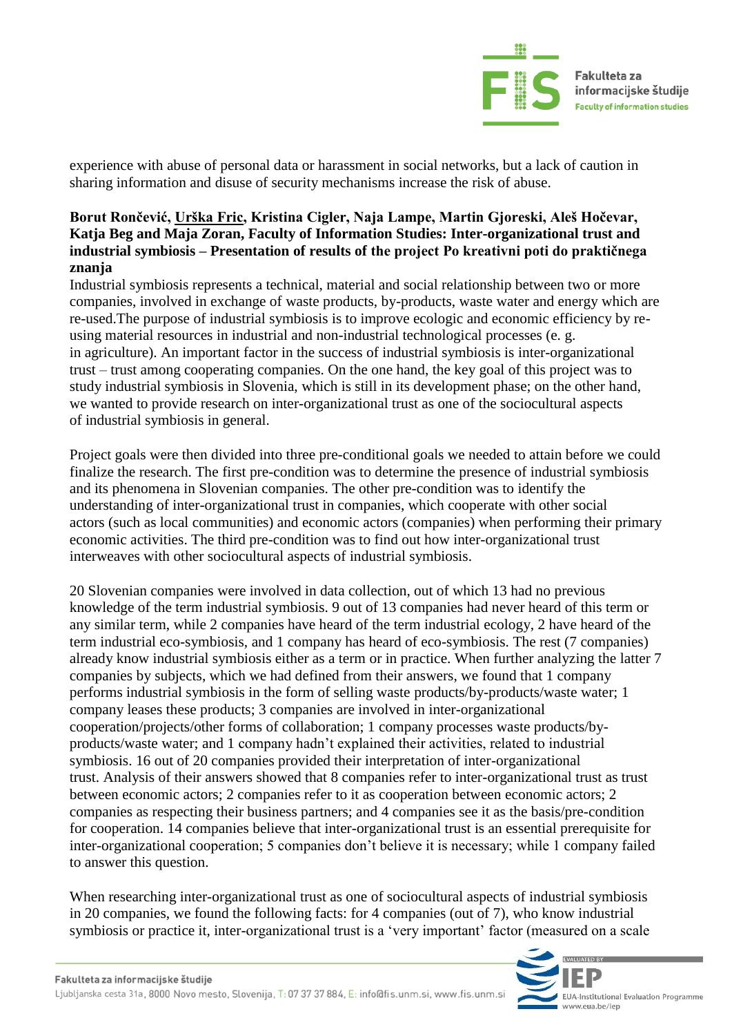experience with abuse of personal data or harassment in social networks, but a lack of caution in sharing information and disuse of security mechanisms increase the risk of abuse.

**Borut Rončević, Urška Fric, Kristina Cigler, Naja Lampe, Martin Gjoreski, Aleš Hočevar, Katja Beg and Maja Zoran, Faculty of Information Studies: Inter-organizational trust and industrial symbiosis – Presentation of results of the project Po kreativni poti do praktičnega znanja**

Industrial symbiosis represents a technical, material and social relationship between two or more companies, involved in exchange of waste products, by-products, waste water and energy which are re-used.The purpose of industrial symbiosis is to improve ecologic and economic efficiency by re-using material resources in industrial and non-industrial technological processes (e. g. in agriculture). An important factor in the success of industrial symbiosis is inter-organizational trust – trust among cooperating companies. On the one hand, the key goal of this project was to study industrial symbiosis in Slovenia, which is still in its development phase; on the other hand, we wanted to provide research on inter-organizational trust as one of the sociocultural aspects of industrial symbiosis in general.

Project goals were then divided into three pre-conditional goals we needed to attain before we could finalize the research. The first pre-condition was to determine the presence of industrial symbiosis and its phenomena in Slovenian companies. The other pre-condition was to identify the understanding of inter-organizational trust in companies, which cooperate with other social actors (such as local communities) and economic actors (companies) when performing their primary economic activities. The third pre-condition was to find out how inter-organizational trust interweaves with other sociocultural aspects of industrial symbiosis.

20 Slovenian companies were involved in data collection, out of which 13 had no previous knowledge of the term industrial symbiosis. 9 out of 13 companies had never heard of this term or any similar term, while 2 companies have heard of the term industrial ecology, 2 have heard of the term industrial eco-symbiosis, and 1 company has heard of eco-symbiosis. The rest (7 companies) already know industrial symbiosis either as a term or in practice. When further analyzing the latter 7 companies by subjects, which we had defined from their answers, we found that 1 company performs industrial symbiosis in the form of selling waste products/by-products/waste water; 1 company leases these products; 3 companies are involved in inter-organizational cooperation/projects/other forms of collaboration; 1 company processes waste products/by-products/waste water; and 1 company hadn't explained their activities, related to industrial symbiosis. 16 out of 20 companies provided their interpretation of inter-organizational trust. Analysis of their answers showed that 8 companies refer to inter-organizational trust as trust between economic actors; 2 companies refer to it as cooperation between economic actors; 2 companies as respecting their business partners; and 4 companies see it as the basis/pre-condition for cooperation. 14 companies believe that inter-organizational trust is an essential prerequisite for inter-organizational cooperation; 5 companies don't believe it is necessary; while 1 company failed to answer this question.

When researching inter-organizational trust as one of sociocultural aspects of industrial symbiosis in 20 companies, we found the following facts: for 4 companies (out of 7), who know industrial symbiosis or practice it, inter-organizational trust is a 'very important' factor (measured on a scale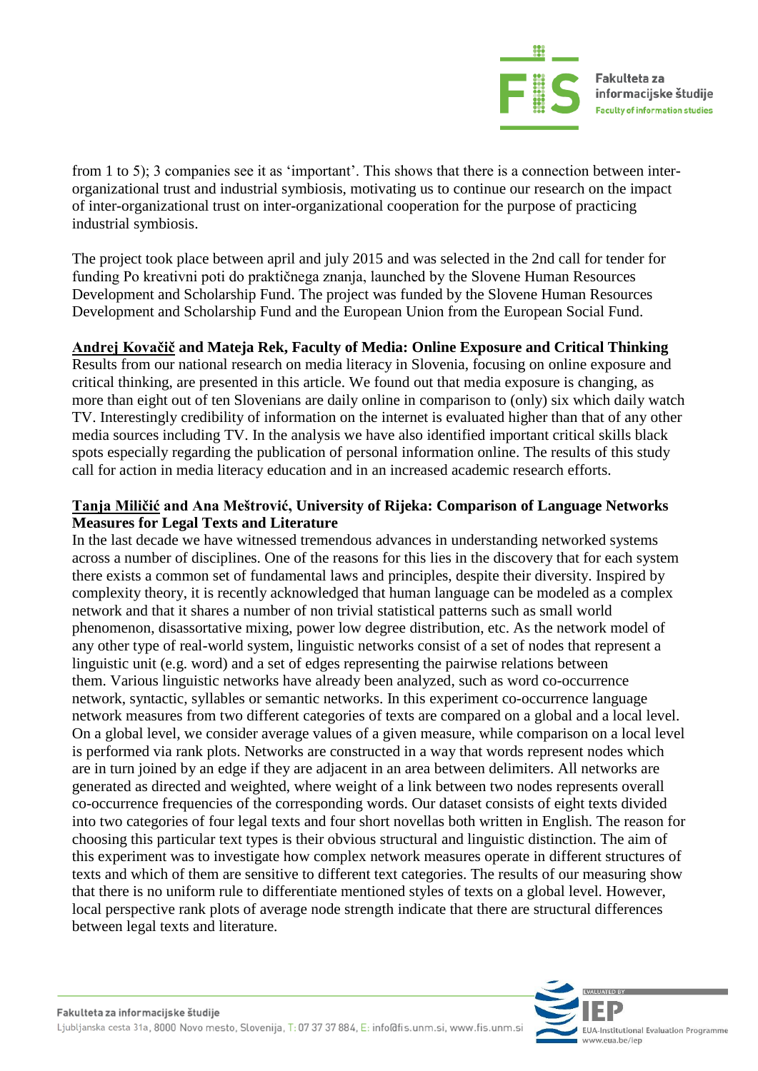from 1 to 5); 3 companies see it as 'important'. This shows that there is a connection between inter-organizational trust and industrial symbiosis, motivating us to continue our research on the impact of inter-organizational trust on inter-organizational cooperation for the purpose of practicing industrial symbiosis.

The project took place between april and july 2015 and was selected in the 2nd call for tender for funding Po kreativni poti do praktičnega znanja, launched by the Slovene Human Resources Development and Scholarship Fund. The project was funded by the Slovene Human Resources Development and Scholarship Fund and the European Union from the European Social Fund.

**Andrej Kovačič and Mateja Rek, Faculty of Media: Online Exposure and Critical Thinking**

Results from our national research on media literacy in Slovenia, focusing on online exposure and critical thinking, are presented in this article. We found out that media exposure is changing, as more than eight out of ten Slovenians are daily online in comparison to (only) six which daily watch TV. Interestingly credibility of information on the internet is evaluated higher than that of any other media sources including TV. In the analysis we have also identified important critical skills black spots especially regarding the publication of personal information online. The results of this study call for action in media literacy education and in an increased academic research efforts.

**Tanja Miličić and Ana Meštrović, University of Rijeka: Comparison of Language Networks Measures for Legal Texts and Literature**

In the last decade we have witnessed tremendous advances in understanding networked systems across a number of disciplines. One of the reasons for this lies in the discovery that for each system there exists a common set of fundamental laws and principles, despite their diversity. Inspired by complexity theory, it is recently acknowledged that human language can be modeled as a complex network and that it shares a number of non trivial statistical patterns such as small world phenomenon, disassortative mixing, power low degree distribution, etc. As the network model of any other type of real-world system, linguistic networks consist of a set of nodes that represent a linguistic unit (e.g. word) and a set of edges representing the pairwise relations between them. Various linguistic networks have already been analyzed, such as word co-occurrence network, syntactic, syllables or semantic networks. In this experiment co-occurrence language network measures from two different categories of texts are compared on a global and a local level. On a global level, we consider average values of a given measure, while comparison on a local level is performed via rank plots. Networks are constructed in a way that words represent nodes which are in turn joined by an edge if they are adjacent in an area between delimiters. All networks are generated as directed and weighted, where weight of a link between two nodes represents overall co-occurrence frequencies of the corresponding words. Our dataset consists of eight texts divided into two categories of four legal texts and four short novellas both written in English. The reason for choosing this particular text types is their obvious structural and linguistic distinction. The aim of this experiment was to investigate how complex network measures operate in different structures of texts and which of them are sensitive to different text categories. The results of our measuring show that there is no uniform rule to differentiate mentioned styles of texts on a global level. However, local perspective rank plots of average node strength indicate that there are structural differences between legal texts and literature.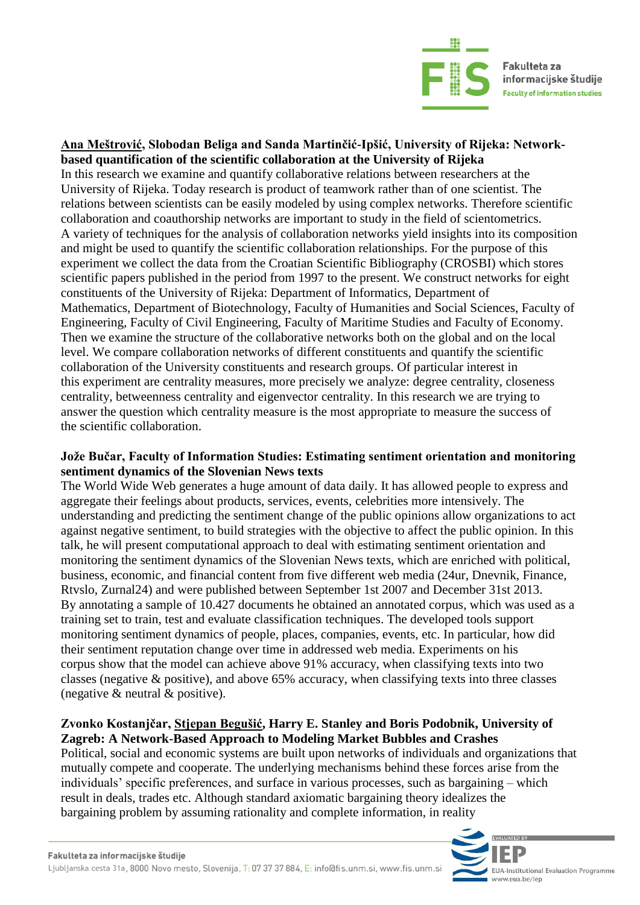**Ana Meštrović, Slobodan Beliga and Sanda Martinčić-Ipšić, University of Rijeka: Network-based quantification of the scientific collaboration at the University of Rijeka**

In this research we examine and quantify collaborative relations between researchers at the University of Rijeka. Today research is product of teamwork rather than of one scientist. The relations between scientists can be easily modeled by using complex networks. Therefore scientific collaboration and coauthorship networks are important to study in the field of scientometrics. A variety of techniques for the analysis of collaboration networks yield insights into its composition and might be used to quantify the scientific collaboration relationships. For the purpose of this experiment we collect the data from the Croatian Scientific Bibliography (CROSBI) which stores scientific papers published in the period from 1997 to the present. We construct networks for eight constituents of the University of Rijeka: Department of Informatics, Department of Mathematics, Department of Biotechnology, Faculty of Humanities and Social Sciences, Faculty of Engineering, Faculty of Civil Engineering, Faculty of Maritime Studies and Faculty of Economy. Then we examine the structure of the collaborative networks both on the global and on the local level. We compare collaboration networks of different constituents and quantify the scientific collaboration of the University constituents and research groups. Of particular interest in this experiment are centrality measures, more precisely we analyze: degree centrality, closeness centrality, betweenness centrality and eigenvector centrality. In this research we are trying to answer the question which centrality measure is the most appropriate to measure the success of the scientific collaboration.

**Jože Bučar, Faculty of Information Studies: Estimating sentiment orientation and monitoring sentiment dynamics of the Slovenian News texts**

The World Wide Web generates a huge amount of data daily. It has allowed people to express and aggregate their feelings about products, services, events, celebrities more intensively. The understanding and predicting the sentiment change of the public opinions allow organizations to act against negative sentiment, to build strategies with the objective to affect the public opinion. In this talk, he will present computational approach to deal with estimating sentiment orientation and monitoring the sentiment dynamics of the Slovenian News texts, which are enriched with political, business, economic, and financial content from five different web media (24ur, Dnevnik, Finance, Rtvslo, Zurnal24) and were published between September 1st 2007 and December 31st 2013. By annotating a sample of 10.427 documents he obtained an annotated corpus, which was used as a training set to train, test and evaluate classification techniques. The developed tools support monitoring sentiment dynamics of people, places, companies, events, etc. In particular, how did their sentiment reputation change over time in addressed web media. Experiments on his corpus show that the model can achieve above 91% accuracy, when classifying texts into two classes (negative & positive), and above 65% accuracy, when classifying texts into three classes (negative & neutral & positive).

**Zvonko Kostanjčar, Stjepan Begušić, Harry E. Stanley and Boris Podobnik, University of Zagreb: A Network-Based Approach to Modeling Market Bubbles and Crashes**

Political, social and economic systems are built upon networks of individuals and organizations that mutually compete and cooperate. The underlying mechanisms behind these forces arise from the individuals' specific preferences, and surface in various processes, such as bargaining – which result in deals, trades etc. Although standard axiomatic bargaining theory idealizes the bargaining problem by assuming rationality and complete information, in reality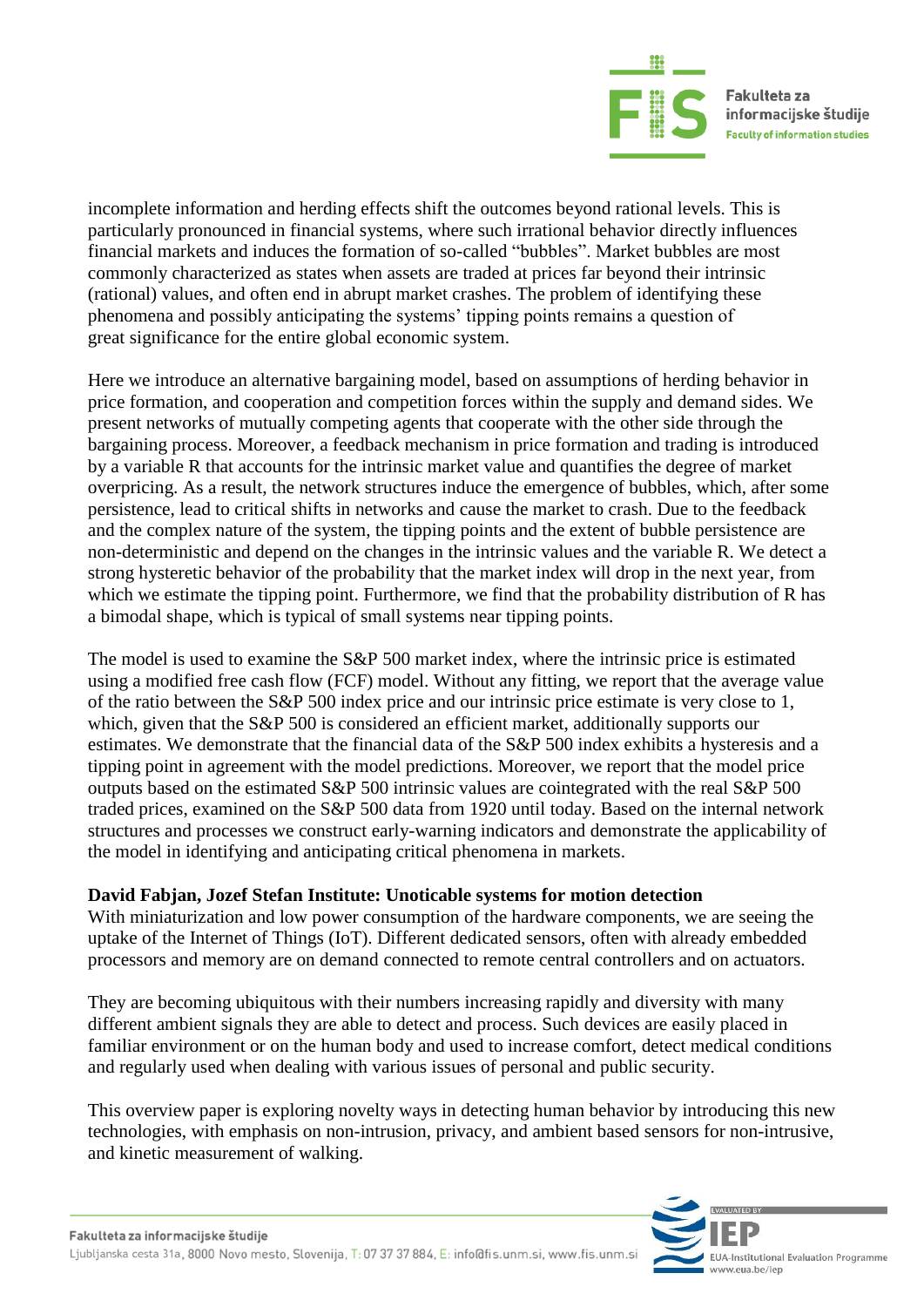incomplete information and herding effects shift the outcomes beyond rational levels. This is particularly pronounced in financial systems, where such irrational behavior directly influences financial markets and induces the formation of so-called “bubbles”. Market bubbles are most commonly characterized as states when assets are traded at prices far beyond their intrinsic (rational) values, and often end in abrupt market crashes. The problem of identifying these phenomena and possibly anticipating the systems’ tipping points remains a question of great significance for the entire global economic system.

Here we introduce an alternative bargaining model, based on assumptions of herding behavior in price formation, and cooperation and competition forces within the supply and demand sides. We present networks of mutually competing agents that cooperate with the other side through the bargaining process. Moreover, a feedback mechanism in price formation and trading is introduced by a variable R that accounts for the intrinsic market value and quantifies the degree of market overpricing. As a result, the network structures induce the emergence of bubbles, which, after some persistence, lead to critical shifts in networks and cause the market to crash. Due to the feedback and the complex nature of the system, the tipping points and the extent of bubble persistence are non-deterministic and depend on the changes in the intrinsic values and the variable R. We detect a strong hysteretic behavior of the probability that the market index will drop in the next year, from which we estimate the tipping point. Furthermore, we find that the probability distribution of R has a bimodal shape, which is typical of small systems near tipping points.

The model is used to examine the S&P 500 market index, where the intrinsic price is estimated using a modified free cash flow (FCF) model. Without any fitting, we report that the average value of the ratio between the S&P 500 index price and our intrinsic price estimate is very close to 1, which, given that the S&P 500 is considered an efficient market, additionally supports our estimates. We demonstrate that the financial data of the S&P 500 index exhibits a hysteresis and a tipping point in agreement with the model predictions. Moreover, we report that the model price outputs based on the estimated S&P 500 intrinsic values are cointegrated with the real S&P 500 traded prices, examined on the S&P 500 data from 1920 until today. Based on the internal network structures and processes we construct early-warning indicators and demonstrate the applicability of the model in identifying and anticipating critical phenomena in markets.

**David Fabjan, Jozef Stefan Institute: Unoticable systems for motion detection**
With miniaturization and low power consumption of the hardware components, we are seeing the uptake of the Internet of Things (IoT). Different dedicated sensors, often with already embedded processors and memory are on demand connected to remote central controllers and on actuators.

They are becoming ubiquitous with their numbers increasing rapidly and diversity with many different ambient signals they are able to detect and process. Such devices are easily placed in familiar environment or on the human body and used to increase comfort, detect medical conditions and regularly used when dealing with various issues of personal and public security.

This overview paper is exploring novelty ways in detecting human behavior by introducing this new technologies, with emphasis on non-intrusion, privacy, and ambient based sensors for non-intrusive, and kinetic measurement of walking.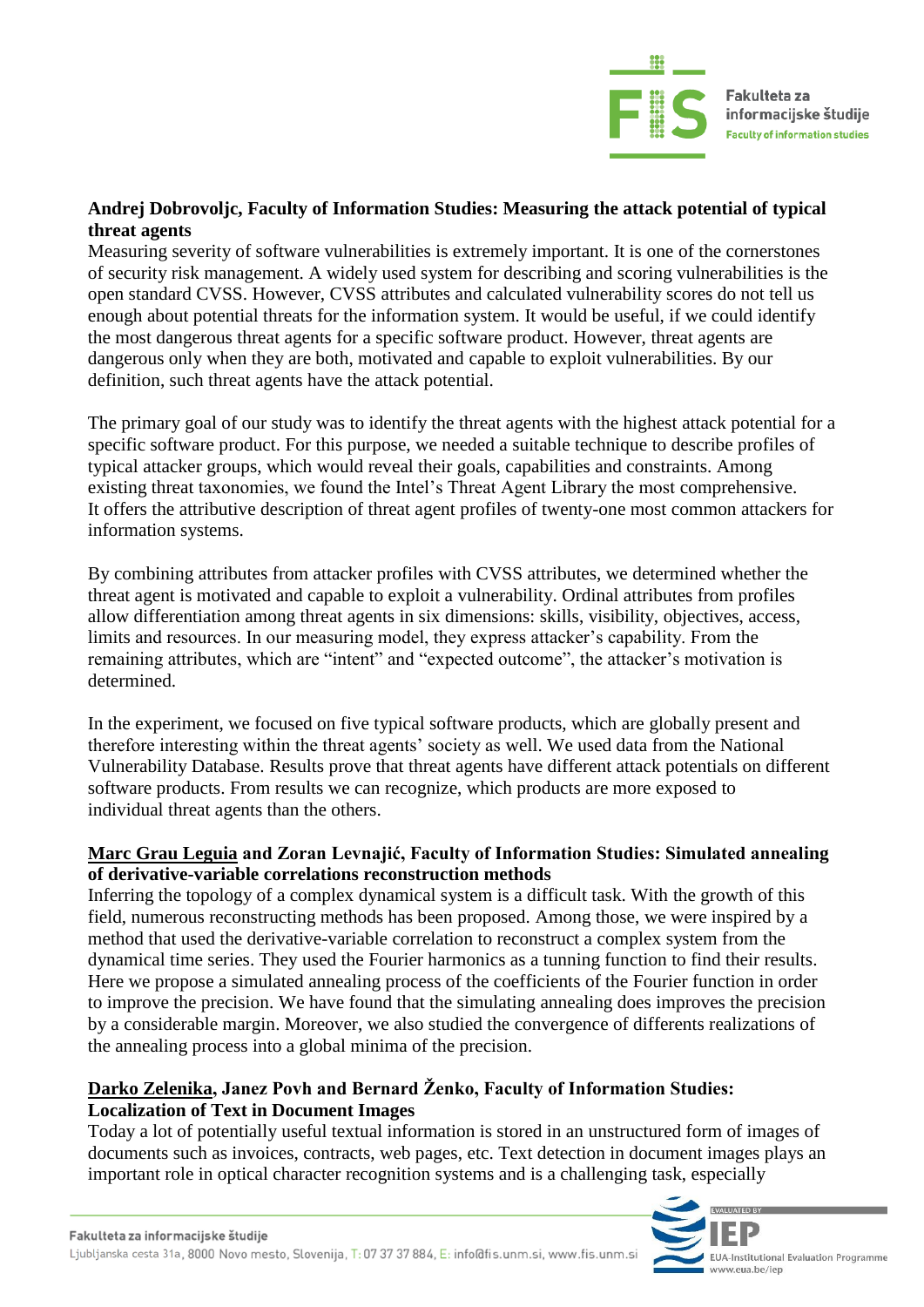**Andrej Dobrovoljc, Faculty of Information Studies: Measuring the attack potential of typical threat agents**

Measuring severity of software vulnerabilities is extremely important. It is one of the cornerstones of security risk management. A widely used system for describing and scoring vulnerabilities is the open standard CVSS. However, CVSS attributes and calculated vulnerability scores do not tell us enough about potential threats for the information system. It would be useful, if we could identify the most dangerous threat agents for a specific software product. However, threat agents are dangerous only when they are both, motivated and capable to exploit vulnerabilities. By our definition, such threat agents have the attack potential.

The primary goal of our study was to identify the threat agents with the highest attack potential for a specific software product. For this purpose, we needed a suitable technique to describe profiles of typical attacker groups, which would reveal their goals, capabilities and constraints. Among existing threat taxonomies, we found the Intel's Threat Agent Library the most comprehensive. It offers the attributive description of threat agent profiles of twenty-one most common attackers for information systems.

By combining attributes from attacker profiles with CVSS attributes, we determined whether the threat agent is motivated and capable to exploit a vulnerability. Ordinal attributes from profiles allow differentiation among threat agents in six dimensions: skills, visibility, objectives, access, limits and resources. In our measuring model, they express attacker's capability. From the remaining attributes, which are "intent" and "expected outcome", the attacker's motivation is determined.

In the experiment, we focused on five typical software products, which are globally present and therefore interesting within the threat agents' society as well. We used data from the National Vulnerability Database. Results prove that threat agents have different attack potentials on different software products. From results we can recognize, which products are more exposed to individual threat agents than the others.

**<u>Marc Grau Leguia</u> and Zoran Levnajić, Faculty of Information Studies: Simulated annealing of derivative-variable correlations reconstruction methods**

Inferring the topology of a complex dynamical system is a difficult task. With the growth of this field, numerous reconstructing methods has been proposed. Among those, we were inspired by a method that used the derivative-variable correlation to reconstruct a complex system from the dynamical time series. They used the Fourier harmonics as a tunning function to find their results. Here we propose a simulated annealing process of the coefficients of the Fourier function in order to improve the precision. We have found that the simulating annealing does improves the precision by a considerable margin. Moreover, we also studied the convergence of differents realizations of the annealing process into a global minima of the precision.

**<u>Darko Zelenika</u>, Janez Povh and Bernard Ženko, Faculty of Information Studies: Localization of Text in Document Images**

Today a lot of potentially useful textual information is stored in an unstructured form of images of documents such as invoices, contracts, web pages, etc. Text detection in document images plays an important role in optical character recognition systems and is a challenging task, especially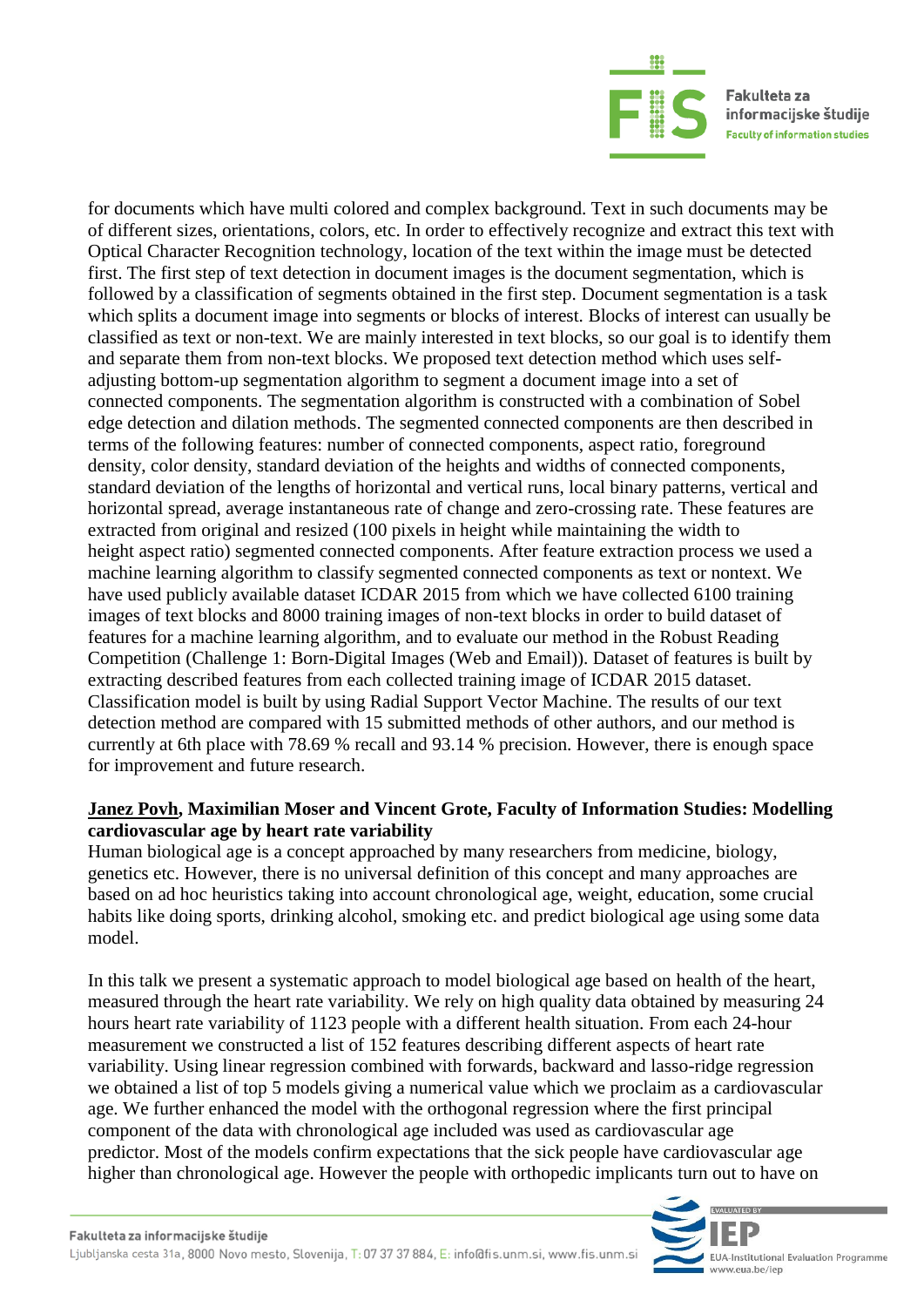for documents which have multi colored and complex background. Text in such documents may be of different sizes, orientations, colors, etc. In order to effectively recognize and extract this text with Optical Character Recognition technology, location of the text within the image must be detected first. The first step of text detection in document images is the document segmentation, which is followed by a classification of segments obtained in the first step. Document segmentation is a task which splits a document image into segments or blocks of interest. Blocks of interest can usually be classified as text or non-text. We are mainly interested in text blocks, so our goal is to identify them and separate them from non-text blocks. We proposed text detection method which uses self-adjusting bottom-up segmentation algorithm to segment a document image into a set of connected components. The segmentation algorithm is constructed with a combination of Sobel edge detection and dilation methods. The segmented connected components are then described in terms of the following features: number of connected components, aspect ratio, foreground density, color density, standard deviation of the heights and widths of connected components, standard deviation of the lengths of horizontal and vertical runs, local binary patterns, vertical and horizontal spread, average instantaneous rate of change and zero-crossing rate. These features are extracted from original and resized (100 pixels in height while maintaining the width to height aspect ratio) segmented connected components. After feature extraction process we used a machine learning algorithm to classify segmented connected components as text or nontext. We have used publicly available dataset ICDAR 2015 from which we have collected 6100 training images of text blocks and 8000 training images of non-text blocks in order to build dataset of features for a machine learning algorithm, and to evaluate our method in the Robust Reading Competition (Challenge 1: Born-Digital Images (Web and Email)). Dataset of features is built by extracting described features from each collected training image of ICDAR 2015 dataset. Classification model is built by using Radial Support Vector Machine. The results of our text detection method are compared with 15 submitted methods of other authors, and our method is currently at 6th place with 78.69 % recall and 93.14 % precision. However, there is enough space for improvement and future research.

**<u>Janez Povh</u>, Maximilian Moser and Vincent Grote, Faculty of Information Studies: Modelling cardiovascular age by heart rate variability**

Human biological age is a concept approached by many researchers from medicine, biology, genetics etc. However, there is no universal definition of this concept and many approaches are based on ad hoc heuristics taking into account chronological age, weight, education, some crucial habits like doing sports, drinking alcohol, smoking etc. and predict biological age using some data model.

In this talk we present a systematic approach to model biological age based on health of the heart, measured through the heart rate variability. We rely on high quality data obtained by measuring 24 hours heart rate variability of 1123 people with a different health situation. From each 24-hour measurement we constructed a list of 152 features describing different aspects of heart rate variability. Using linear regression combined with forwards, backward and lasso-ridge regression we obtained a list of top 5 models giving a numerical value which we proclaim as a cardiovascular age. We further enhanced the model with the orthogonal regression where the first principal component of the data with chronological age included was used as cardiovascular age predictor. Most of the models confirm expectations that the sick people have cardiovascular age higher than chronological age. However the people with orthopedic implicants turn out to have on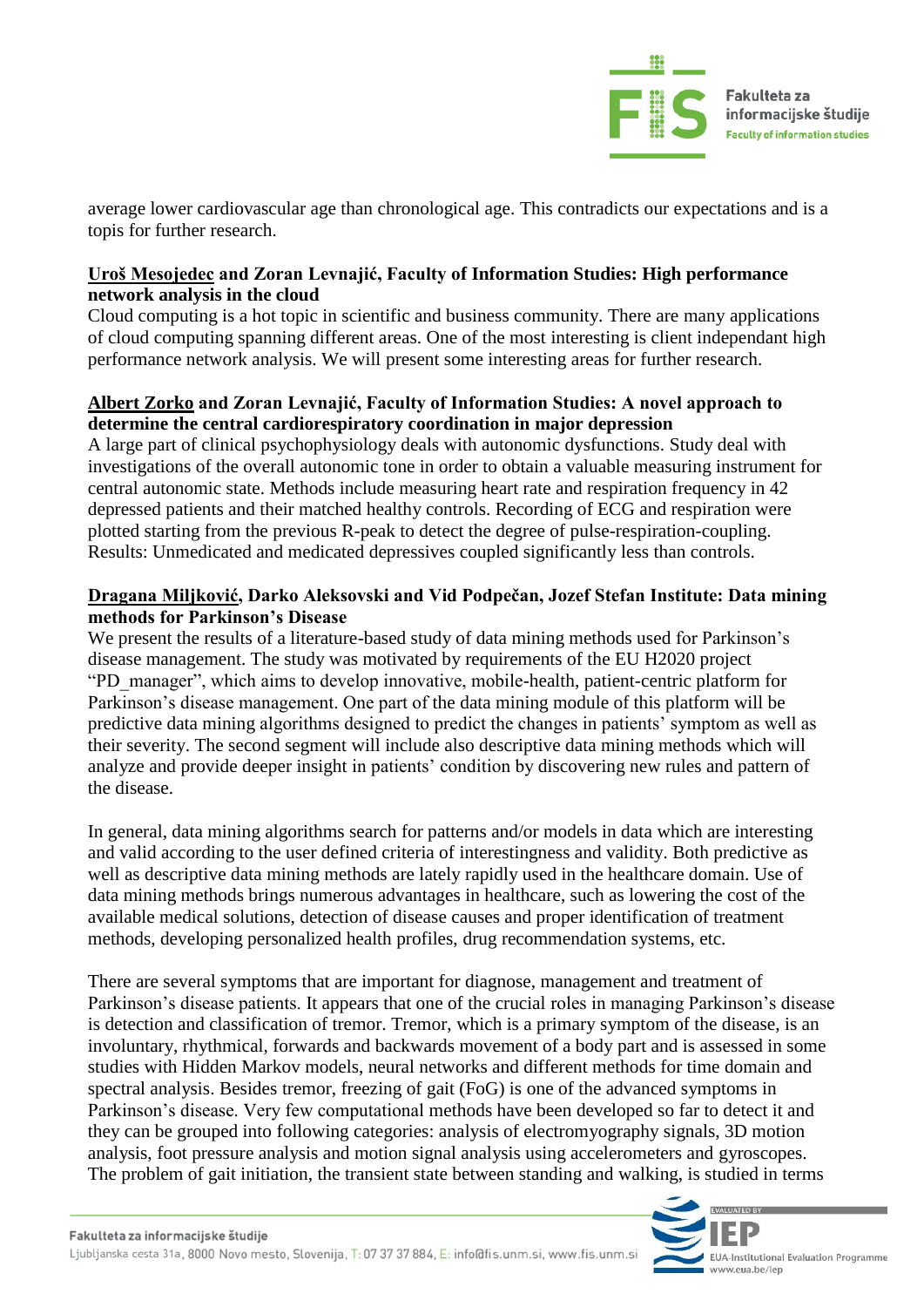average lower cardiovascular age than chronological age. This contradicts our expectations and is a topis for further research.

**<u>Uroš Mesojedec</u> and Zoran Levnajić, Faculty of Information Studies: High performance network analysis in the cloud**

Cloud computing is a hot topic in scientific and business community. There are many applications of cloud computing spanning different areas. One of the most interesting is client independant high performance network analysis. We will present some interesting areas for further research.

**<u>Albert Zorko</u> and Zoran Levnajić, Faculty of Information Studies: A novel approach to determine the central cardiorespiratory coordination in major depression**

A large part of clinical psychophysiology deals with autonomic dysfunctions. Study deal with investigations of the overall autonomic tone in order to obtain a valuable measuring instrument for central autonomic state. Methods include measuring heart rate and respiration frequency in 42 depressed patients and their matched healthy controls. Recording of ECG and respiration were plotted starting from the previous R-peak to detect the degree of pulse-respiration-coupling. Results: Unmedicated and medicated depressives coupled significantly less than controls.

**<u>Dragana Miljković</u>, Darko Aleksovski and Vid Podpečan, Jozef Stefan Institute: Data mining methods for Parkinson's Disease**

We present the results of a literature-based study of data mining methods used for Parkinson's disease management. The study was motivated by requirements of the EU H2020 project "PD_manager", which aims to develop innovative, mobile-health, patient-centric platform for Parkinson's disease management. One part of the data mining module of this platform will be predictive data mining algorithms designed to predict the changes in patients' symptom as well as their severity. The second segment will include also descriptive data mining methods which will analyze and provide deeper insight in patients' condition by discovering new rules and pattern of the disease.

In general, data mining algorithms search for patterns and/or models in data which are interesting and valid according to the user defined criteria of interestingness and validity. Both predictive as well as descriptive data mining methods are lately rapidly used in the healthcare domain. Use of data mining methods brings numerous advantages in healthcare, such as lowering the cost of the available medical solutions, detection of disease causes and proper identification of treatment methods, developing personalized health profiles, drug recommendation systems, etc.

There are several symptoms that are important for diagnose, management and treatment of Parkinson's disease patients. It appears that one of the crucial roles in managing Parkinson's disease is detection and classification of tremor. Tremor, which is a primary symptom of the disease, is an involuntary, rhythmical, forwards and backwards movement of a body part and is assessed in some studies with Hidden Markov models, neural networks and different methods for time domain and spectral analysis. Besides tremor, freezing of gait (FoG) is one of the advanced symptoms in Parkinson's disease. Very few computational methods have been developed so far to detect it and they can be grouped into following categories: analysis of electromyography signals, 3D motion analysis, foot pressure analysis and motion signal analysis using accelerometers and gyroscopes. The problem of gait initiation, the transient state between standing and walking, is studied in terms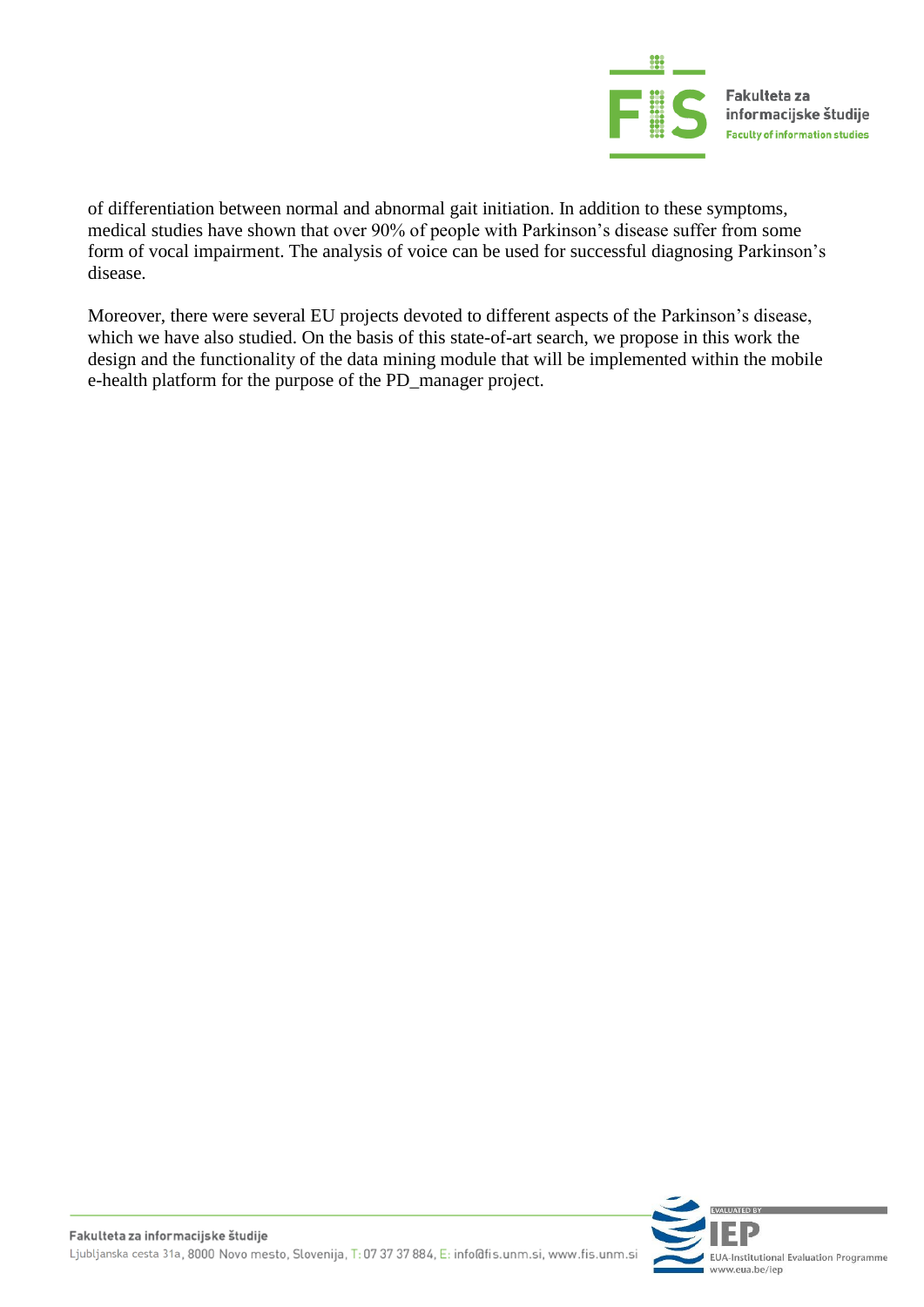of differentiation between normal and abnormal gait initiation. In addition to these symptoms, medical studies have shown that over 90% of people with Parkinson's disease suffer from some form of vocal impairment. The analysis of voice can be used for successful diagnosing Parkinson's disease.

Moreover, there were several EU projects devoted to different aspects of the Parkinson's disease, which we have also studied. On the basis of this state-of-art search, we propose in this work the design and the functionality of the data mining module that will be implemented within the mobile e-health platform for the purpose of the PD_manager project.